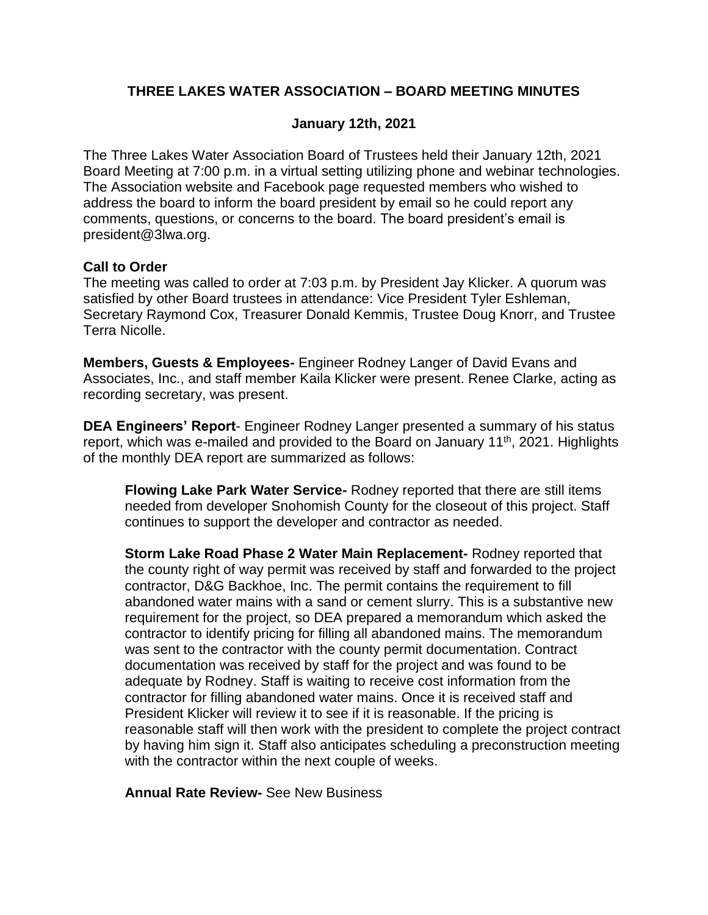# THREE LAKES WATER ASSOCIATION – BOARD MEETING MINUTES

## January 12th, 2021

The Three Lakes Water Association Board of Trustees held their January 12th, 2021 Board Meeting at 7:00 p.m. in a virtual setting utilizing phone and webinar technologies. The Association website and Facebook page requested members who wished to address the board to inform the board president by email so he could report any comments, questions, or concerns to the board. The board president's email is president@3lwa.org.

**Call to Order**
The meeting was called to order at 7:03 p.m. by President Jay Klicker. A quorum was satisfied by other Board trustees in attendance: Vice President Tyler Eshleman, Secretary Raymond Cox, Treasurer Donald Kemmis, Trustee Doug Knorr, and Trustee Terra Nicolle.

**Members, Guests & Employees-** Engineer Rodney Langer of David Evans and Associates, Inc., and staff member Kaila Klicker were present. Renee Clarke, acting as recording secretary, was present.

**DEA Engineers' Report**- Engineer Rodney Langer presented a summary of his status report, which was e-mailed and provided to the Board on January 11th, 2021. Highlights of the monthly DEA report are summarized as follows:

**Flowing Lake Park Water Service-** Rodney reported that there are still items needed from developer Snohomish County for the closeout of this project. Staff continues to support the developer and contractor as needed.

**Storm Lake Road Phase 2 Water Main Replacement-** Rodney reported that the county right of way permit was received by staff and forwarded to the project contractor, D&G Backhoe, Inc. The permit contains the requirement to fill abandoned water mains with a sand or cement slurry. This is a substantive new requirement for the project, so DEA prepared a memorandum which asked the contractor to identify pricing for filling all abandoned mains. The memorandum was sent to the contractor with the county permit documentation. Contract documentation was received by staff for the project and was found to be adequate by Rodney. Staff is waiting to receive cost information from the contractor for filling abandoned water mains. Once it is received staff and President Klicker will review it to see if it is reasonable. If the pricing is reasonable staff will then work with the president to complete the project contract by having him sign it. Staff also anticipates scheduling a preconstruction meeting with the contractor within the next couple of weeks.

**Annual Rate Review-** See New Business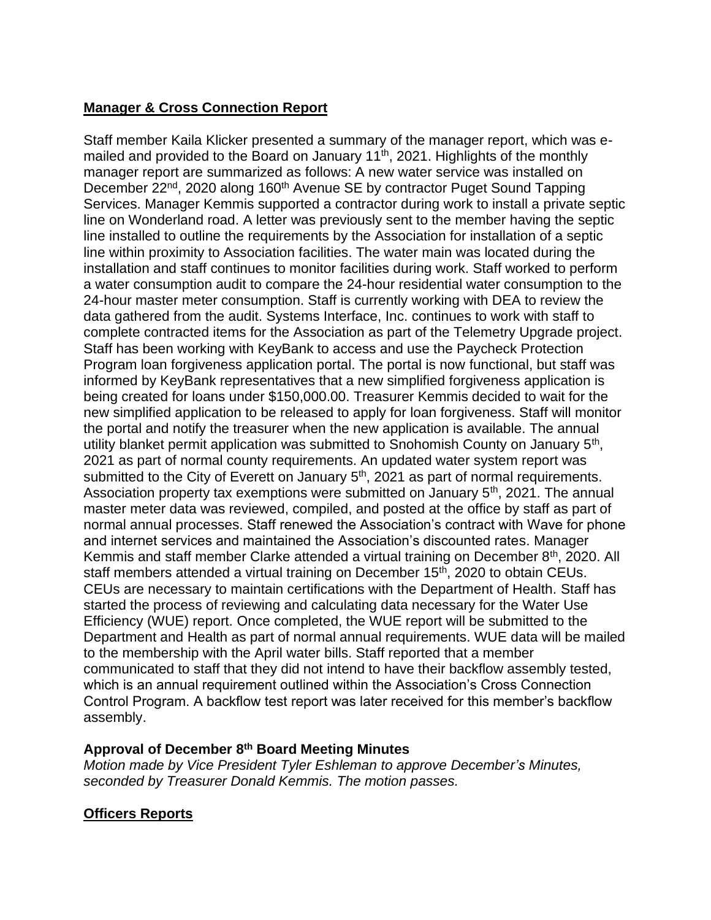## **Manager & Cross Connection Report**

Staff member Kaila Klicker presented a summary of the manager report, which was e-mailed and provided to the Board on January 11th, 2021. Highlights of the monthly manager report are summarized as follows: A new water service was installed on December 22nd, 2020 along 160th Avenue SE by contractor Puget Sound Tapping Services. Manager Kemmis supported a contractor during work to install a private septic line on Wonderland road. A letter was previously sent to the member having the septic line installed to outline the requirements by the Association for installation of a septic line within proximity to Association facilities. The water main was located during the installation and staff continues to monitor facilities during work. Staff worked to perform a water consumption audit to compare the 24-hour residential water consumption to the 24-hour master meter consumption. Staff is currently working with DEA to review the data gathered from the audit. Systems Interface, Inc. continues to work with staff to complete contracted items for the Association as part of the Telemetry Upgrade project. Staff has been working with KeyBank to access and use the Paycheck Protection Program loan forgiveness application portal. The portal is now functional, but staff was informed by KeyBank representatives that a new simplified forgiveness application is being created for loans under $150,000.00. Treasurer Kemmis decided to wait for the new simplified application to be released to apply for loan forgiveness. Staff will monitor the portal and notify the treasurer when the new application is available. The annual utility blanket permit application was submitted to Snohomish County on January 5th, 2021 as part of normal county requirements. An updated water system report was submitted to the City of Everett on January 5th, 2021 as part of normal requirements. Association property tax exemptions were submitted on January 5th, 2021. The annual master meter data was reviewed, compiled, and posted at the office by staff as part of normal annual processes. Staff renewed the Association's contract with Wave for phone and internet services and maintained the Association's discounted rates. Manager Kemmis and staff member Clarke attended a virtual training on December 8th, 2020. All staff members attended a virtual training on December 15th, 2020 to obtain CEUs. CEUs are necessary to maintain certifications with the Department of Health. Staff has started the process of reviewing and calculating data necessary for the Water Use Efficiency (WUE) report. Once completed, the WUE report will be submitted to the Department and Health as part of normal annual requirements. WUE data will be mailed to the membership with the April water bills. Staff reported that a member communicated to staff that they did not intend to have their backflow assembly tested, which is an annual requirement outlined within the Association's Cross Connection Control Program. A backflow test report was later received for this member's backflow assembly.

### **Approval of December 8th Board Meeting Minutes**

*Motion made by Vice President Tyler Eshleman to approve December's Minutes, seconded by Treasurer Donald Kemmis. The motion passes.*

## **Officers Reports**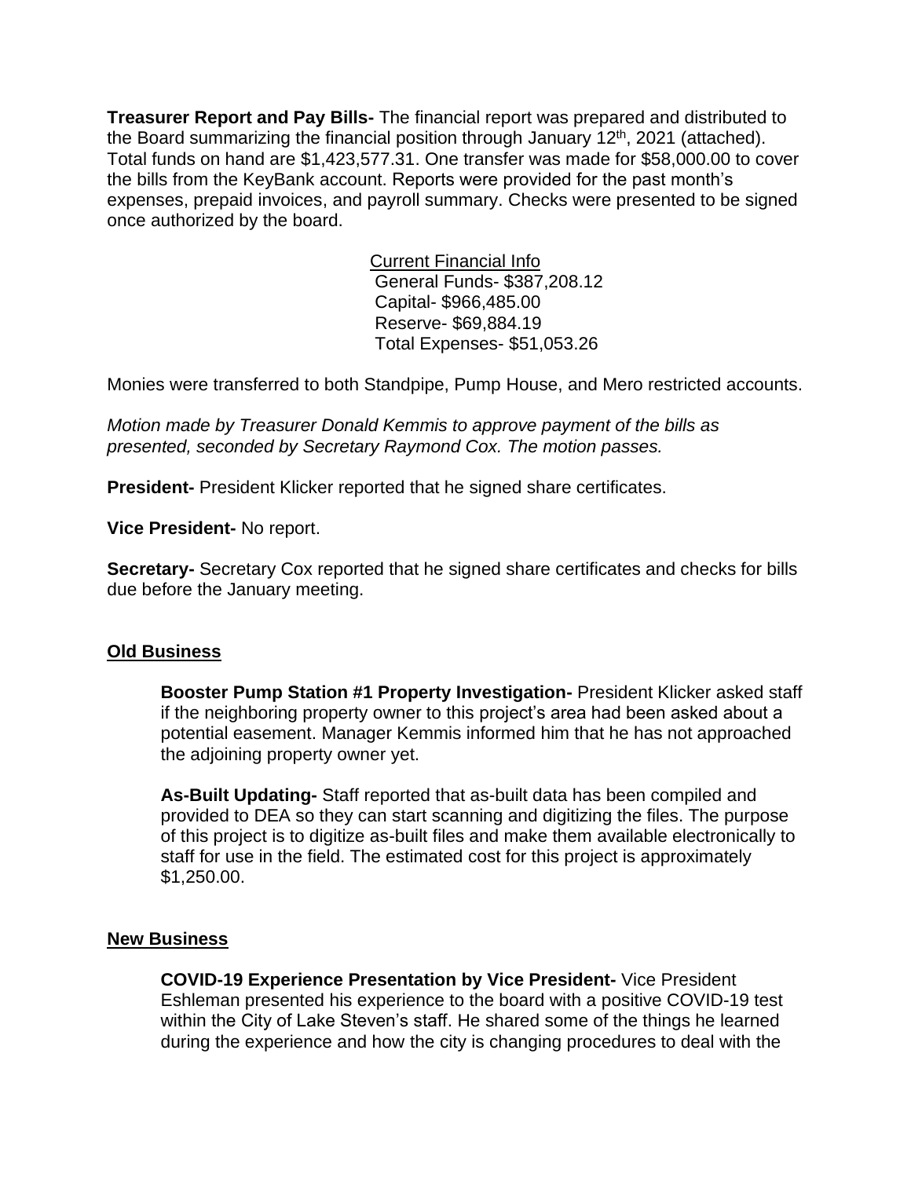**Treasurer Report and Pay Bills-** The financial report was prepared and distributed to the Board summarizing the financial position through January 12th, 2021 (attached). Total funds on hand are $1,423,577.31. One transfer was made for $58,000.00 to cover the bills from the KeyBank account. Reports were provided for the past month's expenses, prepaid invoices, and payroll summary. Checks were presented to be signed once authorized by the board.

Current Financial Info
General Funds- $387,208.12
Capital- $966,485.00
Reserve- $69,884.19
Total Expenses- $51,053.26

Monies were transferred to both Standpipe, Pump House, and Mero restricted accounts.

*Motion made by Treasurer Donald Kemmis to approve payment of the bills as presented, seconded by Secretary Raymond Cox. The motion passes.*

**President-** President Klicker reported that he signed share certificates.

**Vice President-** No report.

**Secretary-** Secretary Cox reported that he signed share certificates and checks for bills due before the January meeting.

## Old Business

**Booster Pump Station #1 Property Investigation-** President Klicker asked staff if the neighboring property owner to this project's area had been asked about a potential easement. Manager Kemmis informed him that he has not approached the adjoining property owner yet.

**As-Built Updating-** Staff reported that as-built data has been compiled and provided to DEA so they can start scanning and digitizing the files. The purpose of this project is to digitize as-built files and make them available electronically to staff for use in the field. The estimated cost for this project is approximately $1,250.00.

## New Business

**COVID-19 Experience Presentation by Vice President-** Vice President Eshleman presented his experience to the board with a positive COVID-19 test within the City of Lake Steven's staff. He shared some of the things he learned during the experience and how the city is changing procedures to deal with the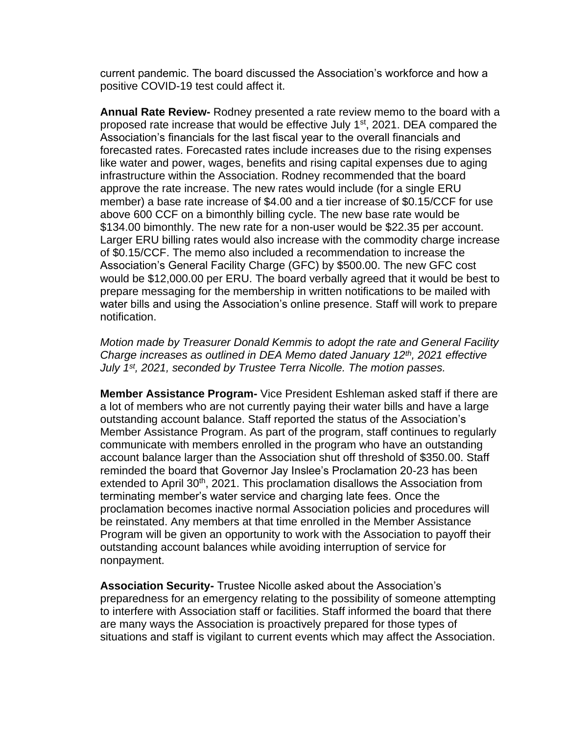current pandemic. The board discussed the Association's workforce and how a positive COVID-19 test could affect it.

**Annual Rate Review-** Rodney presented a rate review memo to the board with a proposed rate increase that would be effective July 1st, 2021. DEA compared the Association's financials for the last fiscal year to the overall financials and forecasted rates. Forecasted rates include increases due to the rising expenses like water and power, wages, benefits and rising capital expenses due to aging infrastructure within the Association. Rodney recommended that the board approve the rate increase. The new rates would include (for a single ERU member) a base rate increase of $4.00 and a tier increase of $0.15/CCF for use above 600 CCF on a bimonthly billing cycle. The new base rate would be $134.00 bimonthly. The new rate for a non-user would be $22.35 per account. Larger ERU billing rates would also increase with the commodity charge increase of $0.15/CCF. The memo also included a recommendation to increase the Association's General Facility Charge (GFC) by $500.00. The new GFC cost would be $12,000.00 per ERU. The board verbally agreed that it would be best to prepare messaging for the membership in written notifications to be mailed with water bills and using the Association's online presence. Staff will work to prepare notification.

*Motion made by Treasurer Donald Kemmis to adopt the rate and General Facility Charge increases as outlined in DEA Memo dated January 12th, 2021 effective July 1st, 2021, seconded by Trustee Terra Nicolle. The motion passes.*

**Member Assistance Program-** Vice President Eshleman asked staff if there are a lot of members who are not currently paying their water bills and have a large outstanding account balance. Staff reported the status of the Association's Member Assistance Program. As part of the program, staff continues to regularly communicate with members enrolled in the program who have an outstanding account balance larger than the Association shut off threshold of $350.00. Staff reminded the board that Governor Jay Inslee's Proclamation 20-23 has been extended to April 30th, 2021. This proclamation disallows the Association from terminating member's water service and charging late fees. Once the proclamation becomes inactive normal Association policies and procedures will be reinstated. Any members at that time enrolled in the Member Assistance Program will be given an opportunity to work with the Association to payoff their outstanding account balances while avoiding interruption of service for nonpayment.

**Association Security-** Trustee Nicolle asked about the Association's preparedness for an emergency relating to the possibility of someone attempting to interfere with Association staff or facilities. Staff informed the board that there are many ways the Association is proactively prepared for those types of situations and staff is vigilant to current events which may affect the Association.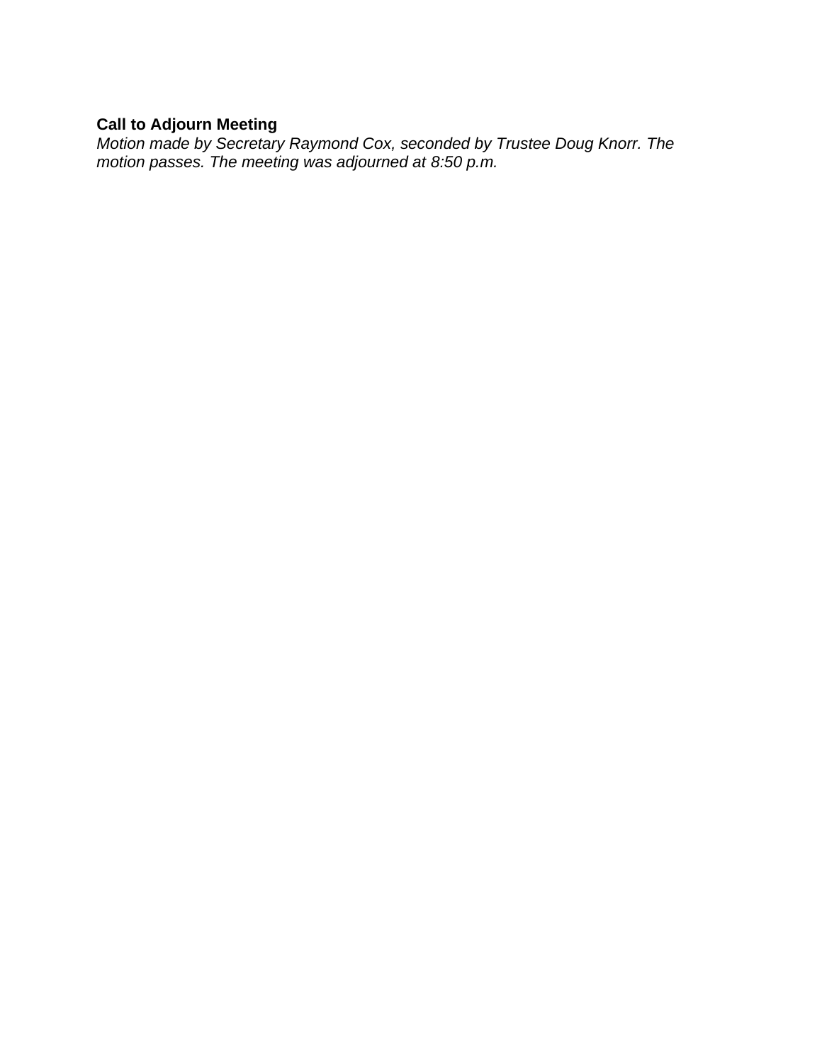**Call to Adjourn Meeting**

*Motion made by Secretary Raymond Cox, seconded by Trustee Doug Knorr. The motion passes. The meeting was adjourned at 8:50 p.m.*